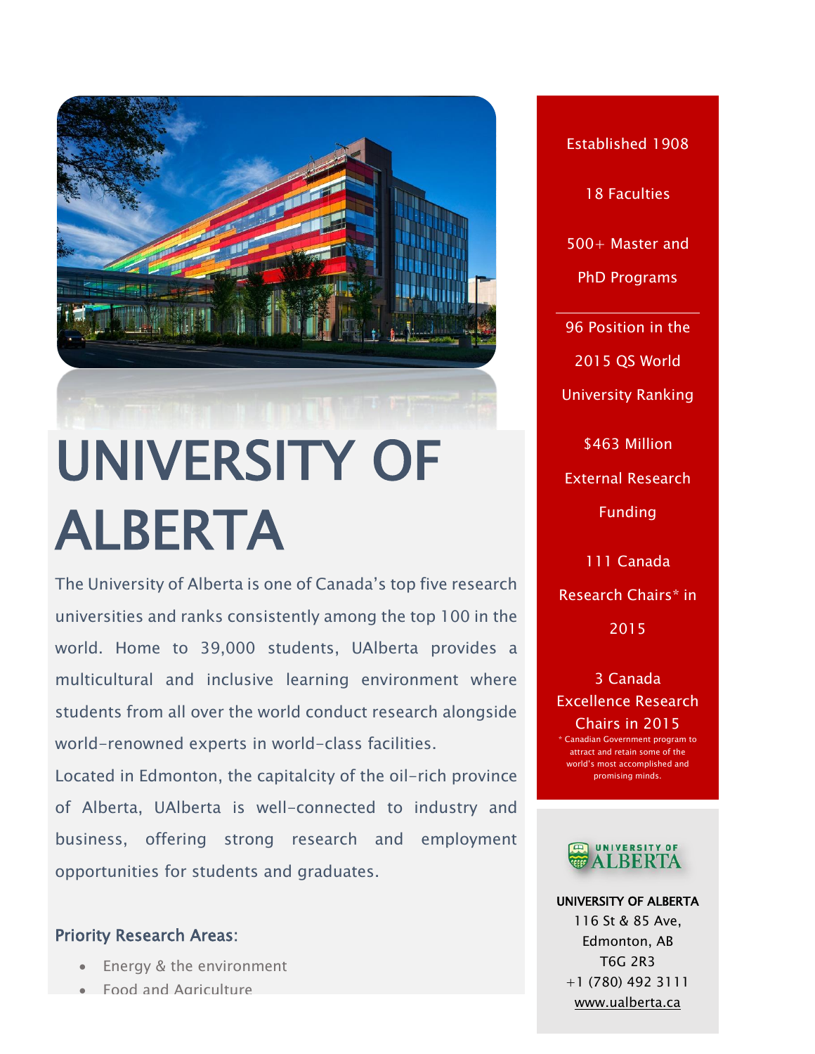# UNIVERSITY OF ALBERTA

The University of Alberta is one of Canada's top five research universities and ranks consistently among the top 100 in the world. Home to 39,000 students, UAlberta provides a multicultural and inclusive learning environment where students from all over the world conduct research alongside world-renowned experts in world-class facilities.

Located in Edmonton, the capitalcity of the oil-rich province of Alberta, UAlberta is well-connected to industry and business, offering strong research and employment opportunities for students and graduates.

## Priority Research Areas:

- Energy & the environment
- Food and Agriculture

Established 1908

18 Faculties

500+ Master and PhD Programs

---

96 Position in the 2015 QS World University Ranking

$463 Million External Research Funding

111 Canada Research Chairs* in 2015

3 Canada Excellence Research Chairs in 2015

* Canadian Government program to attract and retain some of the world's most accomplished and promising minds.

**UNIVERSITY OF ALBERTA**
116 St & 85 Ave,
Edmonton, AB
T6G 2R3
+1 (780) 492 3111
www.ualberta.ca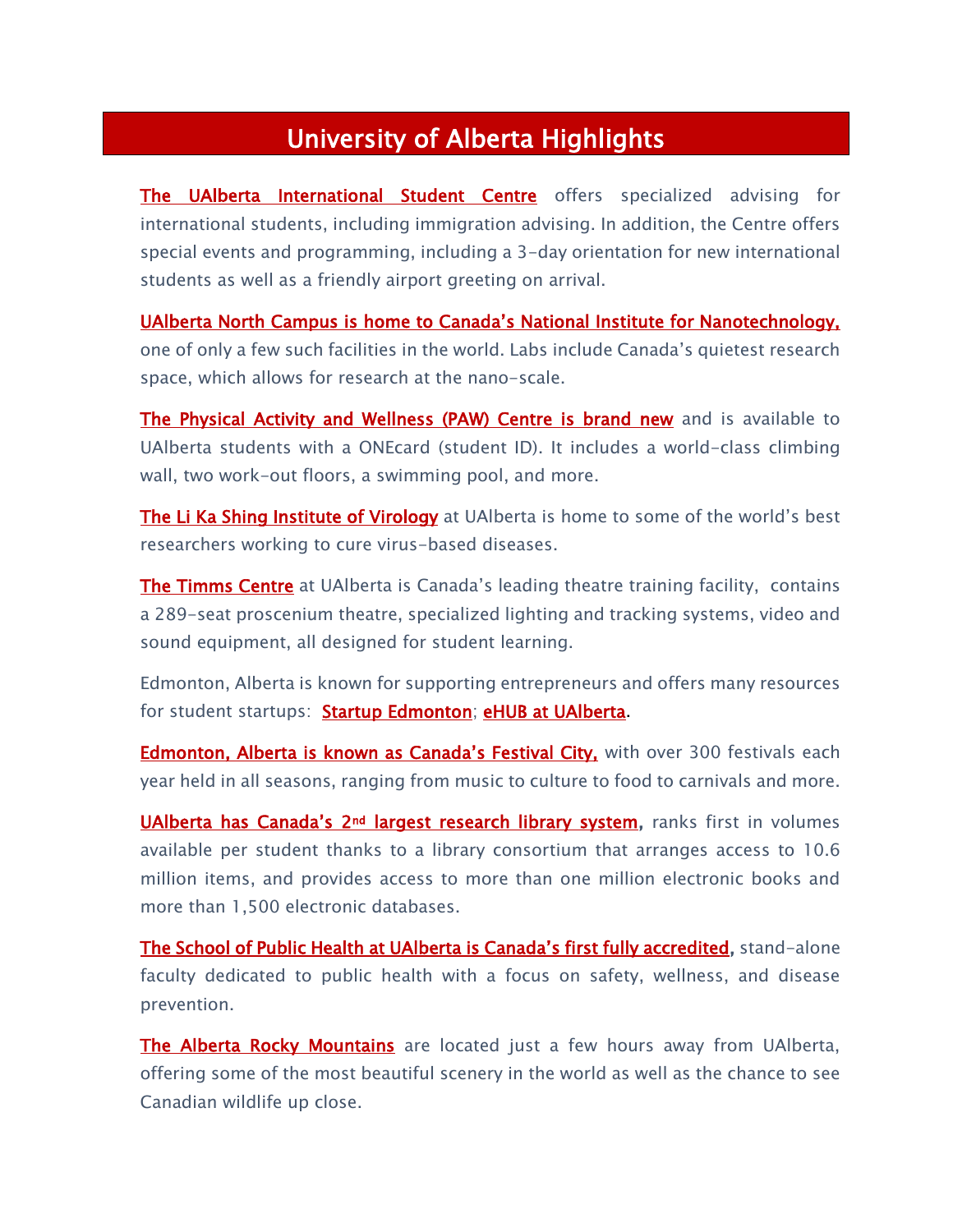# University of Alberta Highlights

The UAlberta International Student Centre offers specialized advising for international students, including immigration advising. In addition, the Centre offers special events and programming, including a 3-day orientation for new international students as well as a friendly airport greeting on arrival.

UAlberta North Campus is home to Canada's National Institute for Nanotechnology, one of only a few such facilities in the world. Labs include Canada's quietest research space, which allows for research at the nano-scale.

The Physical Activity and Wellness (PAW) Centre is brand new and is available to UAlberta students with a ONEcard (student ID). It includes a world-class climbing wall, two work-out floors, a swimming pool, and more.

The Li Ka Shing Institute of Virology at UAlberta is home to some of the world's best researchers working to cure virus-based diseases.

The Timms Centre at UAlberta is Canada's leading theatre training facility, contains a 289-seat proscenium theatre, specialized lighting and tracking systems, video and sound equipment, all designed for student learning.

Edmonton, Alberta is known for supporting entrepreneurs and offers many resources for student startups: Startup Edmonton; eHUB at UAlberta.

Edmonton, Alberta is known as Canada's Festival City, with over 300 festivals each year held in all seasons, ranging from music to culture to food to carnivals and more.

UAlberta has Canada's 2nd largest research library system, ranks first in volumes available per student thanks to a library consortium that arranges access to 10.6 million items, and provides access to more than one million electronic books and more than 1,500 electronic databases.

The School of Public Health at UAlberta is Canada's first fully accredited, stand-alone faculty dedicated to public health with a focus on safety, wellness, and disease prevention.

The Alberta Rocky Mountains are located just a few hours away from UAlberta, offering some of the most beautiful scenery in the world as well as the chance to see Canadian wildlife up close.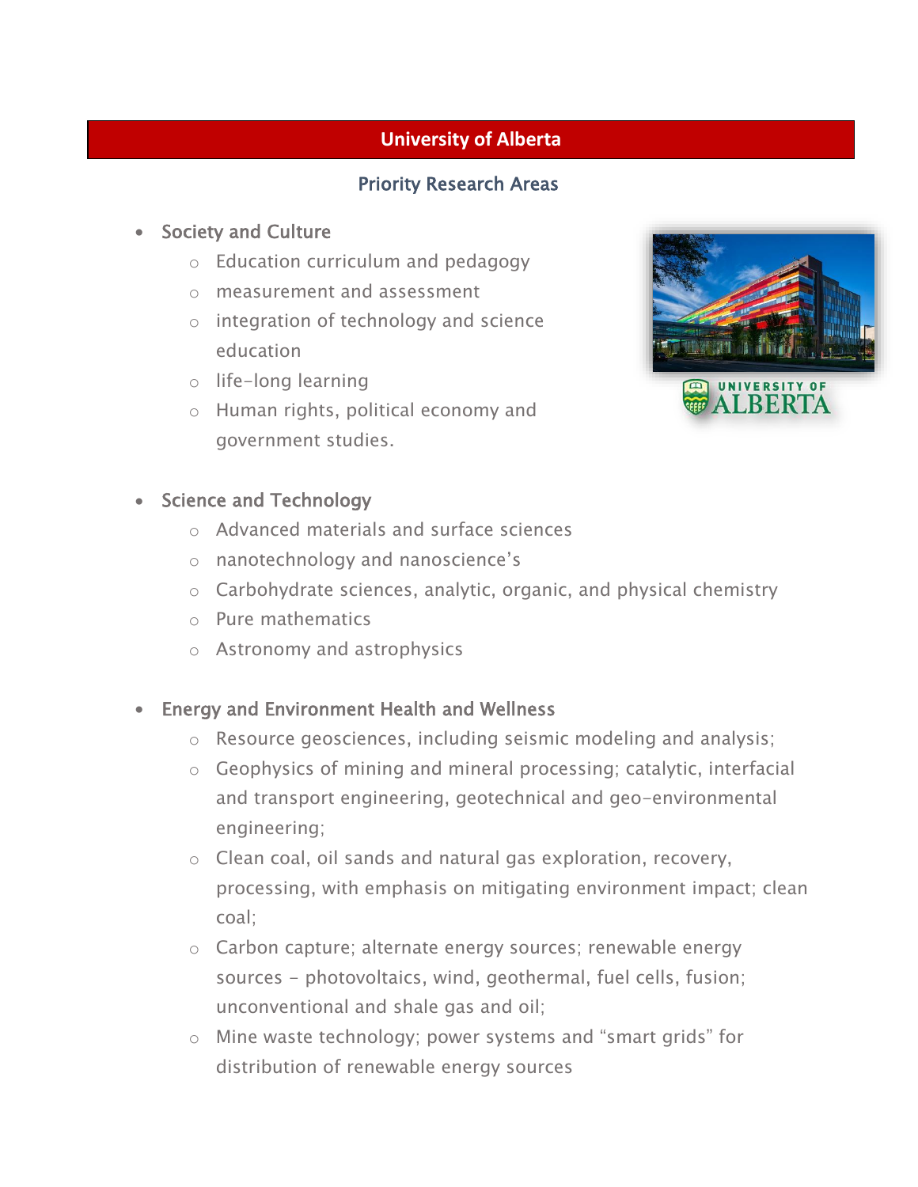## University of Alberta

### Priority Research Areas

- Society and Culture
  - Education curriculum and pedagogy
  - measurement and assessment
  - integration of technology and science education
  - life-long learning
  - Human rights, political economy and government studies.

- Science and Technology
  - Advanced materials and surface sciences
  - nanotechnology and nanoscience's
  - Carbohydrate sciences, analytic, organic, and physical chemistry
  - Pure mathematics
  - Astronomy and astrophysics

- Energy and Environment Health and Wellness
  - Resource geosciences, including seismic modeling and analysis;
  - Geophysics of mining and mineral processing; catalytic, interfacial and transport engineering, geotechnical and geo-environmental engineering;
  - Clean coal, oil sands and natural gas exploration, recovery, processing, with emphasis on mitigating environment impact; clean coal;
  - Carbon capture; alternate energy sources; renewable energy sources - photovoltaics, wind, geothermal, fuel cells, fusion; unconventional and shale gas and oil;
  - Mine waste technology; power systems and "smart grids" for distribution of renewable energy sources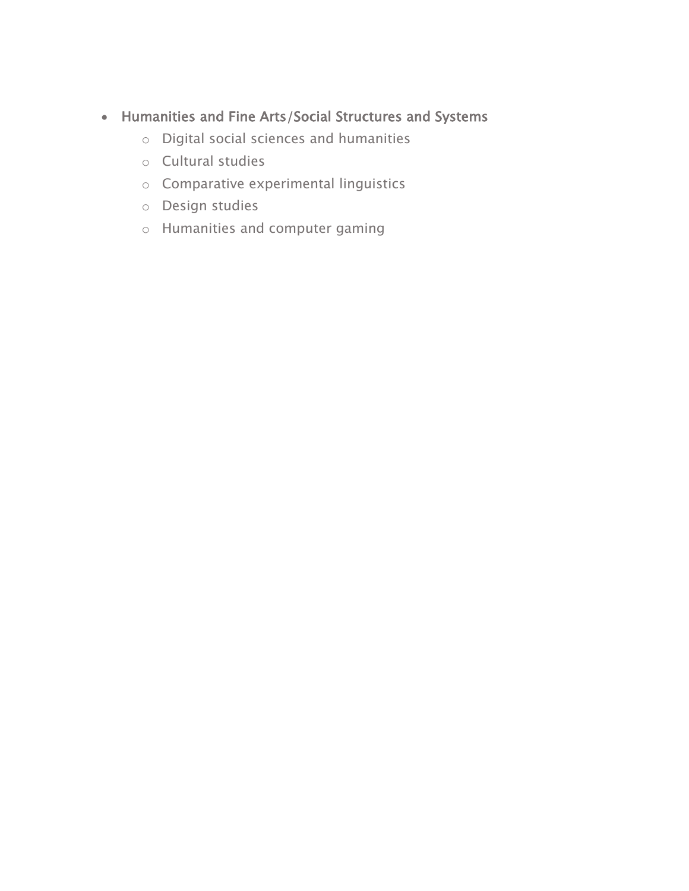- Humanities and Fine Arts/Social Structures and Systems
    - Digital social sciences and humanities
    - Cultural studies
    - Comparative experimental linguistics
    - Design studies
    - Humanities and computer gaming